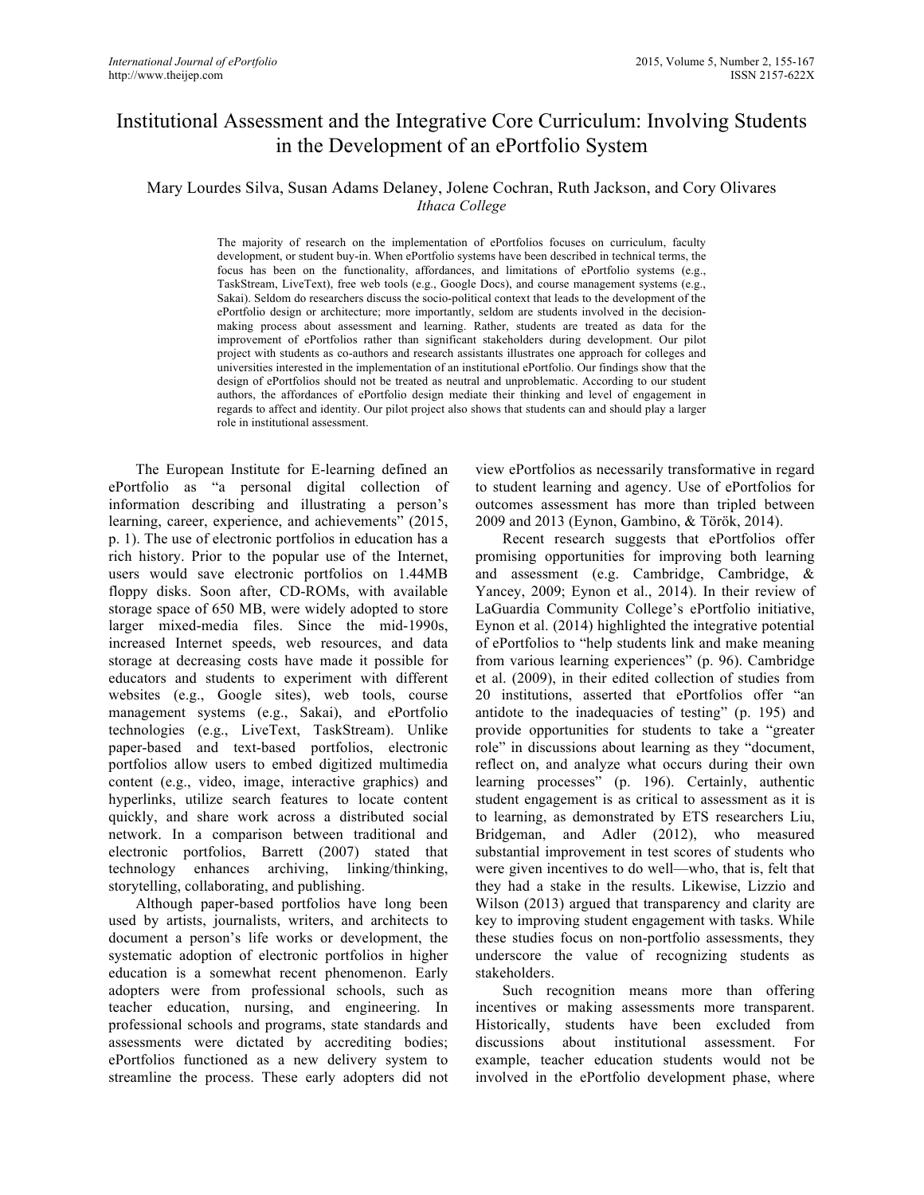# Institutional Assessment and the Integrative Core Curriculum: Involving Students in the Development of an ePortfolio System

Mary Lourdes Silva, Susan Adams Delaney, Jolene Cochran, Ruth Jackson, and Cory Olivares
*Ithaca College*

The majority of research on the implementation of ePortfolios focuses on curriculum, faculty development, or student buy-in. When ePortfolio systems have been described in technical terms, the focus has been on the functionality, affordances, and limitations of ePortfolio systems (e.g., TaskStream, LiveText), free web tools (e.g., Google Docs), and course management systems (e.g., Sakai). Seldom do researchers discuss the socio-political context that leads to the development of the ePortfolio design or architecture; more importantly, seldom are students involved in the decision-making process about assessment and learning. Rather, students are treated as data for the improvement of ePortfolios rather than significant stakeholders during development. Our pilot project with students as co-authors and research assistants illustrates one approach for colleges and universities interested in the implementation of an institutional ePortfolio. Our findings show that the design of ePortfolios should not be treated as neutral and unproblematic. According to our student authors, the affordances of ePortfolio design mediate their thinking and level of engagement in regards to affect and identity. Our pilot project also shows that students can and should play a larger role in institutional assessment.

The European Institute for E-learning defined an ePortfolio as "a personal digital collection of information describing and illustrating a person's learning, career, experience, and achievements" (2015, p. 1). The use of electronic portfolios in education has a rich history. Prior to the popular use of the Internet, users would save electronic portfolios on 1.44MB floppy disks. Soon after, CD-ROMs, with available storage space of 650 MB, were widely adopted to store larger mixed-media files. Since the mid-1990s, increased Internet speeds, web resources, and data storage at decreasing costs have made it possible for educators and students to experiment with different websites (e.g., Google sites), web tools, course management systems (e.g., Sakai), and ePortfolio technologies (e.g., LiveText, TaskStream). Unlike paper-based and text-based portfolios, electronic portfolios allow users to embed digitized multimedia content (e.g., video, image, interactive graphics) and hyperlinks, utilize search features to locate content quickly, and share work across a distributed social network. In a comparison between traditional and electronic portfolios, Barrett (2007) stated that technology enhances archiving, linking/thinking, storytelling, collaborating, and publishing.

Although paper-based portfolios have long been used by artists, journalists, writers, and architects to document a person's life works or development, the systematic adoption of electronic portfolios in higher education is a somewhat recent phenomenon. Early adopters were from professional schools, such as teacher education, nursing, and engineering. In professional schools and programs, state standards and assessments were dictated by accrediting bodies; ePortfolios functioned as a new delivery system to streamline the process. These early adopters did not view ePortfolios as necessarily transformative in regard to student learning and agency. Use of ePortfolios for outcomes assessment has more than tripled between 2009 and 2013 (Eynon, Gambino, & Török, 2014).

Recent research suggests that ePortfolios offer promising opportunities for improving both learning and assessment (e.g. Cambridge, Cambridge, & Yancey, 2009; Eynon et al., 2014). In their review of LaGuardia Community College's ePortfolio initiative, Eynon et al. (2014) highlighted the integrative potential of ePortfolios to "help students link and make meaning from various learning experiences" (p. 96). Cambridge et al. (2009), in their edited collection of studies from 20 institutions, asserted that ePortfolios offer "an antidote to the inadequacies of testing" (p. 195) and provide opportunities for students to take a "greater role" in discussions about learning as they "document, reflect on, and analyze what occurs during their own learning processes" (p. 196). Certainly, authentic student engagement is as critical to assessment as it is to learning, as demonstrated by ETS researchers Liu, Bridgeman, and Adler (2012), who measured substantial improvement in test scores of students who were given incentives to do well—who, that is, felt that they had a stake in the results. Likewise, Lizzio and Wilson (2013) argued that transparency and clarity are key to improving student engagement with tasks. While these studies focus on non-portfolio assessments, they underscore the value of recognizing students as stakeholders.

Such recognition means more than offering incentives or making assessments more transparent. Historically, students have been excluded from discussions about institutional assessment. For example, teacher education students would not be involved in the ePortfolio development phase, where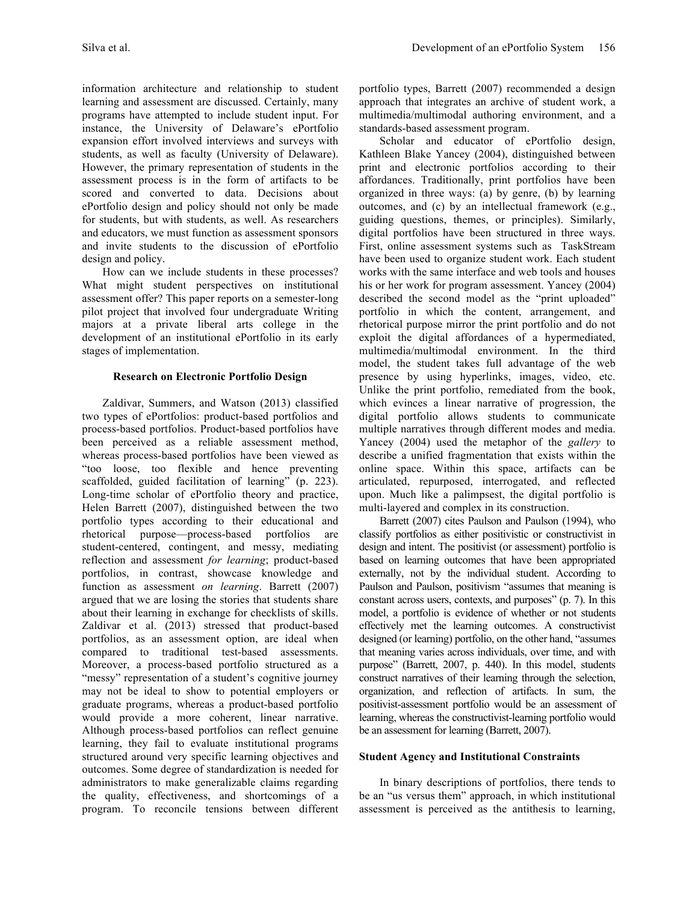information architecture and relationship to student learning and assessment are discussed. Certainly, many programs have attempted to include student input. For instance, the University of Delaware's ePortfolio expansion effort involved interviews and surveys with students, as well as faculty (University of Delaware). However, the primary representation of students in the assessment process is in the form of artifacts to be scored and converted to data. Decisions about ePortfolio design and policy should not only be made for students, but with students, as well. As researchers and educators, we must function as assessment sponsors and invite students to the discussion of ePortfolio design and policy.

How can we include students in these processes? What might student perspectives on institutional assessment offer? This paper reports on a semester-long pilot project that involved four undergraduate Writing majors at a private liberal arts college in the development of an institutional ePortfolio in its early stages of implementation.

## Research on Electronic Portfolio Design

Zaldivar, Summers, and Watson (2013) classified two types of ePortfolios: product-based portfolios and process-based portfolios. Product-based portfolios have been perceived as a reliable assessment method, whereas process-based portfolios have been viewed as "too loose, too flexible and hence preventing scaffolded, guided facilitation of learning" (p. 223). Long-time scholar of ePortfolio theory and practice, Helen Barrett (2007), distinguished between the two portfolio types according to their educational and rhetorical purpose—process-based portfolios are student-centered, contingent, and messy, mediating reflection and assessment *for learning*; product-based portfolios, in contrast, showcase knowledge and function as assessment *on learning*. Barrett (2007) argued that we are losing the stories that students share about their learning in exchange for checklists of skills. Zaldivar et al. (2013) stressed that product-based portfolios, as an assessment option, are ideal when compared to traditional test-based assessments. Moreover, a process-based portfolio structured as a "messy" representation of a student's cognitive journey may not be ideal to show to potential employers or graduate programs, whereas a product-based portfolio would provide a more coherent, linear narrative. Although process-based portfolios can reflect genuine learning, they fail to evaluate institutional programs structured around very specific learning objectives and outcomes. Some degree of standardization is needed for administrators to make generalizable claims regarding the quality, effectiveness, and shortcomings of a program. To reconcile tensions between different portfolio types, Barrett (2007) recommended a design approach that integrates an archive of student work, a multimedia/multimodal authoring environment, and a standards-based assessment program.

Scholar and educator of ePortfolio design, Kathleen Blake Yancey (2004), distinguished between print and electronic portfolios according to their affordances. Traditionally, print portfolios have been organized in three ways: (a) by genre, (b) by learning outcomes, and (c) by an intellectual framework (e.g., guiding questions, themes, or principles). Similarly, digital portfolios have been structured in three ways. First, online assessment systems such as TaskStream have been used to organize student work. Each student works with the same interface and web tools and houses his or her work for program assessment. Yancey (2004) described the second model as the "print uploaded" portfolio in which the content, arrangement, and rhetorical purpose mirror the print portfolio and do not exploit the digital affordances of a hypermediated, multimedia/multimodal environment. In the third model, the student takes full advantage of the web presence by using hyperlinks, images, video, etc. Unlike the print portfolio, remediated from the book, which evinces a linear narrative of progression, the digital portfolio allows students to communicate multiple narratives through different modes and media. Yancey (2004) used the metaphor of the *gallery* to describe a unified fragmentation that exists within the online space. Within this space, artifacts can be articulated, repurposed, interrogated, and reflected upon. Much like a palimpsest, the digital portfolio is multi-layered and complex in its construction.

Barrett (2007) cites Paulson and Paulson (1994), who classify portfolios as either positivistic or constructivist in design and intent. The positivist (or assessment) portfolio is based on learning outcomes that have been appropriated externally, not by the individual student. According to Paulson and Paulson, positivism "assumes that meaning is constant across users, contexts, and purposes" (p. 7). In this model, a portfolio is evidence of whether or not students effectively met the learning outcomes. A constructivist designed (or learning) portfolio, on the other hand, "assumes that meaning varies across individuals, over time, and with purpose" (Barrett, 2007, p. 440). In this model, students construct narratives of their learning through the selection, organization, and reflection of artifacts. In sum, the positivist-assessment portfolio would be an assessment of learning, whereas the constructivist-learning portfolio would be an assessment for learning (Barrett, 2007).

### Student Agency and Institutional Constraints

In binary descriptions of portfolios, there tends to be an "us versus them" approach, in which institutional assessment is perceived as the antithesis to learning,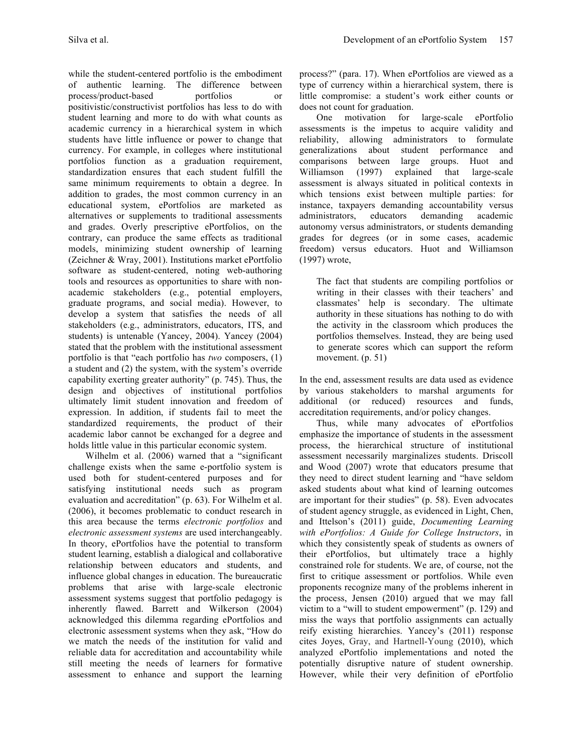while the student-centered portfolio is the embodiment of authentic learning. The difference between process/product-based portfolios or positivistic/constructivist portfolios has less to do with student learning and more to do with what counts as academic currency in a hierarchical system in which students have little influence or power to change that currency. For example, in colleges where institutional portfolios function as a graduation requirement, standardization ensures that each student fulfill the same minimum requirements to obtain a degree. In addition to grades, the most common currency in an educational system, ePortfolios are marketed as alternatives or supplements to traditional assessments and grades. Overly prescriptive ePortfolios, on the contrary, can produce the same effects as traditional models, minimizing student ownership of learning (Zeichner & Wray, 2001). Institutions market ePortfolio software as student-centered, noting web-authoring tools and resources as opportunities to share with non-academic stakeholders (e.g., potential employers, graduate programs, and social media). However, to develop a system that satisfies the needs of all stakeholders (e.g., administrators, educators, ITS, and students) is untenable (Yancey, 2004). Yancey (2004) stated that the problem with the institutional assessment portfolio is that "each portfolio has *two* composers, (1) a student and (2) the system, with the system's override capability exerting greater authority" (p. 745). Thus, the design and objectives of institutional portfolios ultimately limit student innovation and freedom of expression. In addition, if students fail to meet the standardized requirements, the product of their academic labor cannot be exchanged for a degree and holds little value in this particular economic system.

Wilhelm et al. (2006) warned that a "significant challenge exists when the same e-portfolio system is used both for student-centered purposes and for satisfying institutional needs such as program evaluation and accreditation" (p. 63). For Wilhelm et al. (2006), it becomes problematic to conduct research in this area because the terms *electronic portfolios* and *electronic assessment systems* are used interchangeably. In theory, ePortfolios have the potential to transform student learning, establish a dialogical and collaborative relationship between educators and students, and influence global changes in education. The bureaucratic problems that arise with large-scale electronic assessment systems suggest that portfolio pedagogy is inherently flawed. Barrett and Wilkerson (2004) acknowledged this dilemma regarding ePortfolios and electronic assessment systems when they ask, "How do we match the needs of the institution for valid and reliable data for accreditation and accountability while still meeting the needs of learners for formative assessment to enhance and support the learning process?" (para. 17). When ePortfolios are viewed as a type of currency within a hierarchical system, there is little compromise: a student's work either counts or does not count for graduation.

One motivation for large-scale ePortfolio assessments is the impetus to acquire validity and reliability, allowing administrators to formulate generalizations about student performance and comparisons between large groups. Huot and Williamson (1997) explained that large-scale assessment is always situated in political contexts in which tensions exist between multiple parties: for instance, taxpayers demanding accountability versus administrators, educators demanding academic autonomy versus administrators, or students demanding grades for degrees (or in some cases, academic freedom) versus educators. Huot and Williamson (1997) wrote,

> The fact that students are compiling portfolios or writing in their classes with their teachers' and classmates' help is secondary. The ultimate authority in these situations has nothing to do with the activity in the classroom which produces the portfolios themselves. Instead, they are being used to generate scores which can support the reform movement. (p. 51)

In the end, assessment results are data used as evidence by various stakeholders to marshal arguments for additional (or reduced) resources and funds, accreditation requirements, and/or policy changes.

Thus, while many advocates of ePortfolios emphasize the importance of students in the assessment process, the hierarchical structure of institutional assessment necessarily marginalizes students. Driscoll and Wood (2007) wrote that educators presume that they need to direct student learning and "have seldom asked students about what kind of learning outcomes are important for their studies" (p. 58). Even advocates of student agency struggle, as evidenced in Light, Chen, and Ittelson's (2011) guide, *Documenting Learning with ePortfolios: A Guide for College Instructors*, in which they consistently speak of students as owners of their ePortfolios, but ultimately trace a highly constrained role for students. We are, of course, not the first to critique assessment or portfolios. While even proponents recognize many of the problems inherent in the process, Jensen (2010) argued that we may fall victim to a "will to student empowerment" (p. 129) and miss the ways that portfolio assignments can actually reify existing hierarchies. Yancey's (2011) response cites Joyes, Gray, and Hartnell-Young (2010), which analyzed ePortfolio implementations and noted the potentially disruptive nature of student ownership. However, while their very definition of ePortfolio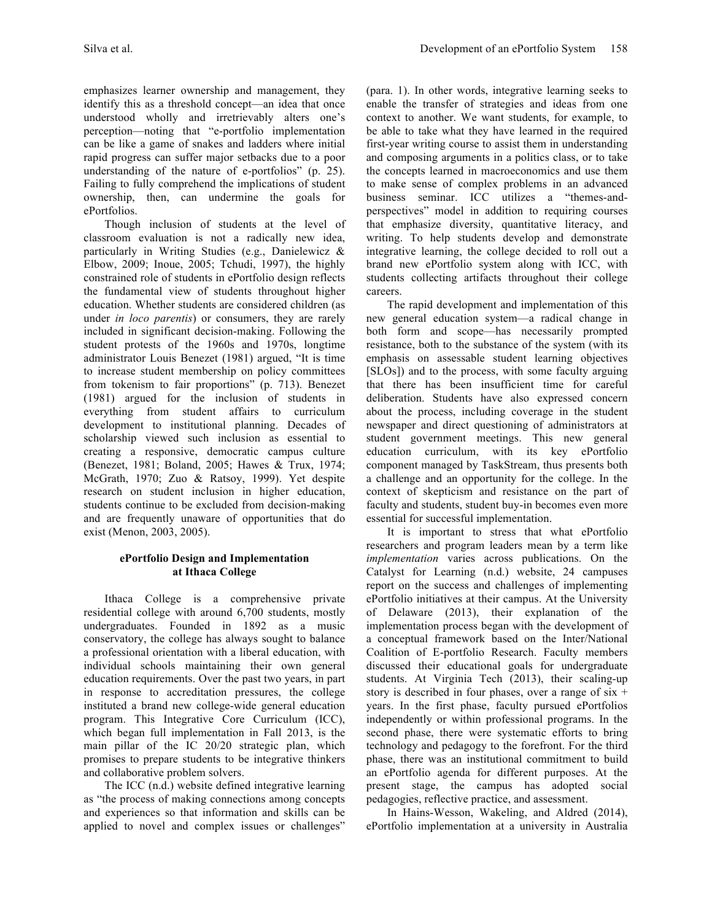emphasizes learner ownership and management, they identify this as a threshold concept—an idea that once understood wholly and irretrievably alters one's perception—noting that "e-portfolio implementation can be like a game of snakes and ladders where initial rapid progress can suffer major setbacks due to a poor understanding of the nature of e-portfolios" (p. 25). Failing to fully comprehend the implications of student ownership, then, can undermine the goals for ePortfolios.

Though inclusion of students at the level of classroom evaluation is not a radically new idea, particularly in Writing Studies (e.g., Danielewicz & Elbow, 2009; Inoue, 2005; Tchudi, 1997), the highly constrained role of students in ePortfolio design reflects the fundamental view of students throughout higher education. Whether students are considered children (as under *in loco parentis*) or consumers, they are rarely included in significant decision-making. Following the student protests of the 1960s and 1970s, longtime administrator Louis Benezet (1981) argued, "It is time to increase student membership on policy committees from tokenism to fair proportions" (p. 713). Benezet (1981) argued for the inclusion of students in everything from student affairs to curriculum development to institutional planning. Decades of scholarship viewed such inclusion as essential to creating a responsive, democratic campus culture (Benezet, 1981; Boland, 2005; Hawes & Trux, 1974; McGrath, 1970; Zuo & Ratsoy, 1999). Yet despite research on student inclusion in higher education, students continue to be excluded from decision-making and are frequently unaware of opportunities that do exist (Menon, 2003, 2005).

## ePortfolio Design and Implementation at Ithaca College

Ithaca College is a comprehensive private residential college with around 6,700 students, mostly undergraduates. Founded in 1892 as a music conservatory, the college has always sought to balance a professional orientation with a liberal education, with individual schools maintaining their own general education requirements. Over the past two years, in part in response to accreditation pressures, the college instituted a brand new college-wide general education program. This Integrative Core Curriculum (ICC), which began full implementation in Fall 2013, is the main pillar of the IC 20/20 strategic plan, which promises to prepare students to be integrative thinkers and collaborative problem solvers.

The ICC (n.d.) website defined integrative learning as "the process of making connections among concepts and experiences so that information and skills can be applied to novel and complex issues or challenges" (para. 1). In other words, integrative learning seeks to enable the transfer of strategies and ideas from one context to another. We want students, for example, to be able to take what they have learned in the required first-year writing course to assist them in understanding and composing arguments in a politics class, or to take the concepts learned in macroeconomics and use them to make sense of complex problems in an advanced business seminar. ICC utilizes a "themes-and-perspectives" model in addition to requiring courses that emphasize diversity, quantitative literacy, and writing. To help students develop and demonstrate integrative learning, the college decided to roll out a brand new ePortfolio system along with ICC, with students collecting artifacts throughout their college careers.

The rapid development and implementation of this new general education system—a radical change in both form and scope—has necessarily prompted resistance, both to the substance of the system (with its emphasis on assessable student learning objectives [SLOs]) and to the process, with some faculty arguing that there has been insufficient time for careful deliberation. Students have also expressed concern about the process, including coverage in the student newspaper and direct questioning of administrators at student government meetings. This new general education curriculum, with its key ePortfolio component managed by TaskStream, thus presents both a challenge and an opportunity for the college. In the context of skepticism and resistance on the part of faculty and students, student buy-in becomes even more essential for successful implementation.

It is important to stress that what ePortfolio researchers and program leaders mean by a term like *implementation* varies across publications. On the Catalyst for Learning (n.d.) website, 24 campuses report on the success and challenges of implementing ePortfolio initiatives at their campus. At the University of Delaware (2013), their explanation of the implementation process began with the development of a conceptual framework based on the Inter/National Coalition of E-portfolio Research. Faculty members discussed their educational goals for undergraduate students. At Virginia Tech (2013), their scaling-up story is described in four phases, over a range of six + years. In the first phase, faculty pursued ePortfolios independently or within professional programs. In the second phase, there were systematic efforts to bring technology and pedagogy to the forefront. For the third phase, there was an institutional commitment to build an ePortfolio agenda for different purposes. At the present stage, the campus has adopted social pedagogies, reflective practice, and assessment.

In Hains-Wesson, Wakeling, and Aldred (2014), ePortfolio implementation at a university in Australia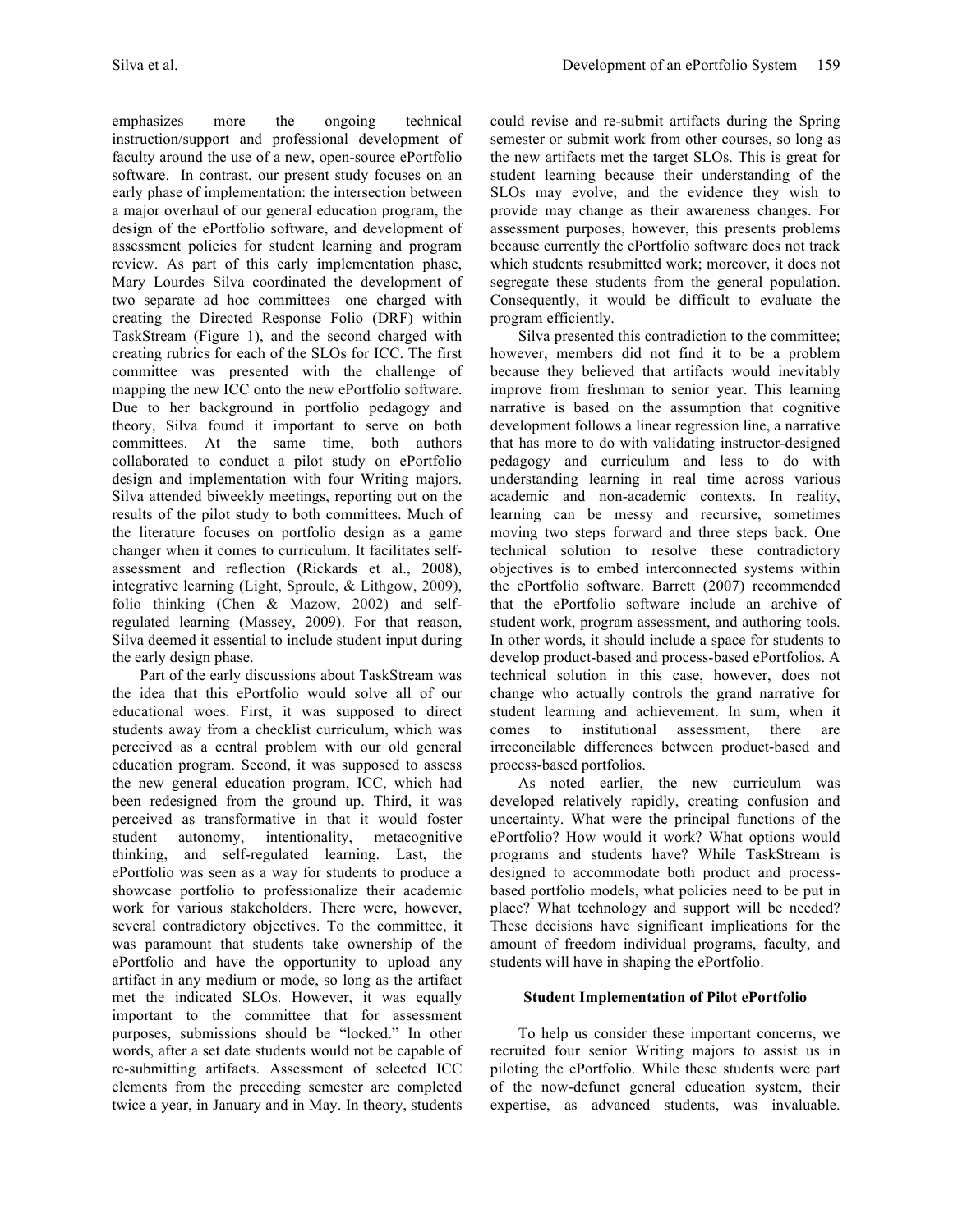emphasizes more the ongoing technical instruction/support and professional development of faculty around the use of a new, open-source ePortfolio software. In contrast, our present study focuses on an early phase of implementation: the intersection between a major overhaul of our general education program, the design of the ePortfolio software, and development of assessment policies for student learning and program review. As part of this early implementation phase, Mary Lourdes Silva coordinated the development of two separate ad hoc committees—one charged with creating the Directed Response Folio (DRF) within TaskStream (Figure 1), and the second charged with creating rubrics for each of the SLOs for ICC. The first committee was presented with the challenge of mapping the new ICC onto the new ePortfolio software. Due to her background in portfolio pedagogy and theory, Silva found it important to serve on both committees. At the same time, both authors collaborated to conduct a pilot study on ePortfolio design and implementation with four Writing majors. Silva attended biweekly meetings, reporting out on the results of the pilot study to both committees. Much of the literature focuses on portfolio design as a game changer when it comes to curriculum. It facilitates self-assessment and reflection (Rickards et al., 2008), integrative learning (Light, Sproule, & Lithgow, 2009), folio thinking (Chen & Mazow, 2002) and self-regulated learning (Massey, 2009). For that reason, Silva deemed it essential to include student input during the early design phase.

Part of the early discussions about TaskStream was the idea that this ePortfolio would solve all of our educational woes. First, it was supposed to direct students away from a checklist curriculum, which was perceived as a central problem with our old general education program. Second, it was supposed to assess the new general education program, ICC, which had been redesigned from the ground up. Third, it was perceived as transformative in that it would foster student autonomy, intentionality, metacognitive thinking, and self-regulated learning. Last, the ePortfolio was seen as a way for students to produce a showcase portfolio to professionalize their academic work for various stakeholders. There were, however, several contradictory objectives. To the committee, it was paramount that students take ownership of the ePortfolio and have the opportunity to upload any artifact in any medium or mode, so long as the artifact met the indicated SLOs. However, it was equally important to the committee that for assessment purposes, submissions should be "locked." In other words, after a set date students would not be capable of re-submitting artifacts. Assessment of selected ICC elements from the preceding semester are completed twice a year, in January and in May. In theory, students could revise and re-submit artifacts during the Spring semester or submit work from other courses, so long as the new artifacts met the target SLOs. This is great for student learning because their understanding of the SLOs may evolve, and the evidence they wish to provide may change as their awareness changes. For assessment purposes, however, this presents problems because currently the ePortfolio software does not track which students resubmitted work; moreover, it does not segregate these students from the general population. Consequently, it would be difficult to evaluate the program efficiently.

Silva presented this contradiction to the committee; however, members did not find it to be a problem because they believed that artifacts would inevitably improve from freshman to senior year. This learning narrative is based on the assumption that cognitive development follows a linear regression line, a narrative that has more to do with validating instructor-designed pedagogy and curriculum and less to do with understanding learning in real time across various academic and non-academic contexts. In reality, learning can be messy and recursive, sometimes moving two steps forward and three steps back. One technical solution to resolve these contradictory objectives is to embed interconnected systems within the ePortfolio software. Barrett (2007) recommended that the ePortfolio software include an archive of student work, program assessment, and authoring tools. In other words, it should include a space for students to develop product-based and process-based ePortfolios. A technical solution in this case, however, does not change who actually controls the grand narrative for student learning and achievement. In sum, when it comes to institutional assessment, there are irreconcilable differences between product-based and process-based portfolios.

As noted earlier, the new curriculum was developed relatively rapidly, creating confusion and uncertainty. What were the principal functions of the ePortfolio? How would it work? What options would programs and students have? While TaskStream is designed to accommodate both product and process-based portfolio models, what policies need to be put in place? What technology and support will be needed? These decisions have significant implications for the amount of freedom individual programs, faculty, and students will have in shaping the ePortfolio.

## Student Implementation of Pilot ePortfolio

To help us consider these important concerns, we recruited four senior Writing majors to assist us in piloting the ePortfolio. While these students were part of the now-defunct general education system, their expertise, as advanced students, was invaluable.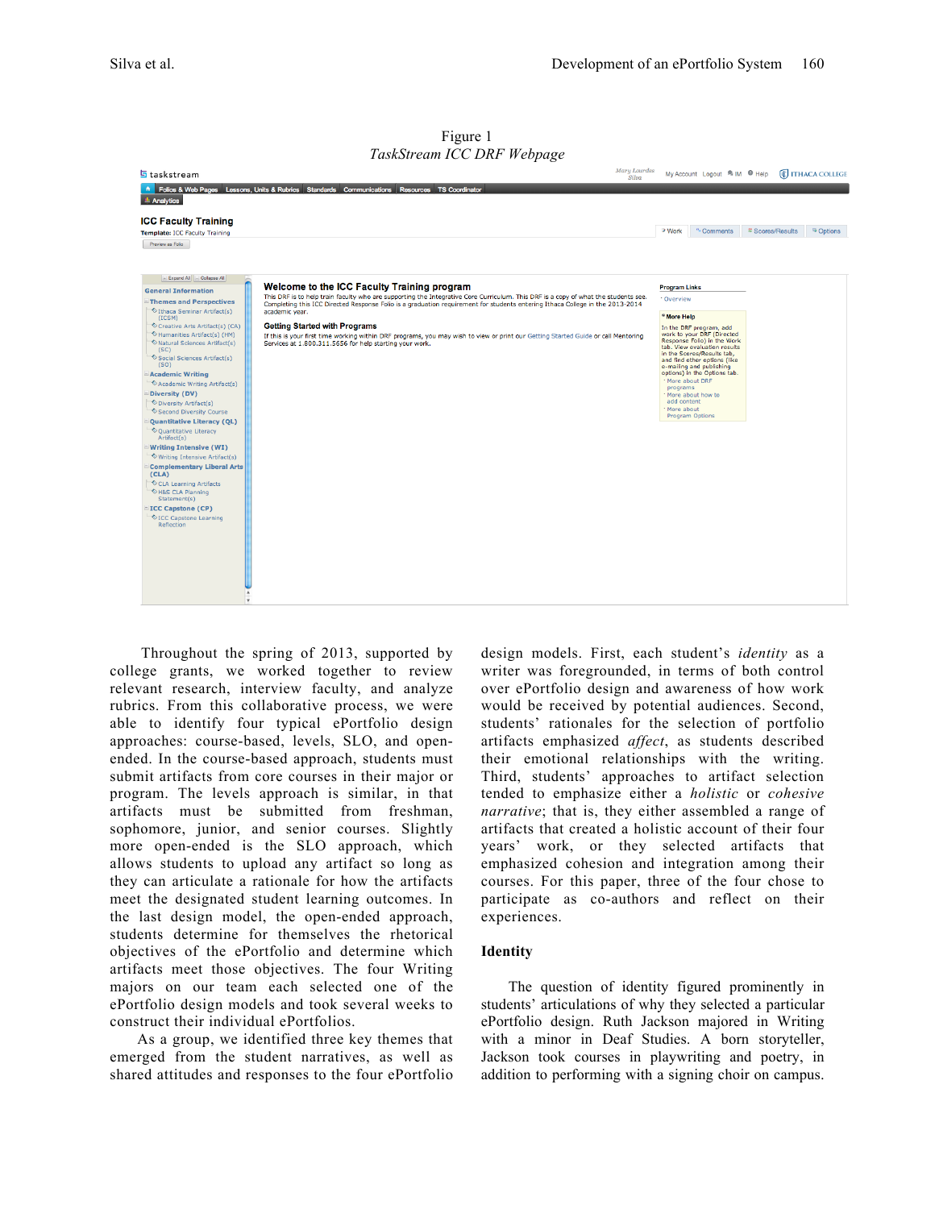Figure 1
*TaskStream ICC DRF Webpage*

Throughout the spring of 2013, supported by college grants, we worked together to review relevant research, interview faculty, and analyze rubrics. From this collaborative process, we were able to identify four typical ePortfolio design approaches: course-based, levels, SLO, and open-ended. In the course-based approach, students must submit artifacts from core courses in their major or program. The levels approach is similar, in that artifacts must be submitted from freshman, sophomore, junior, and senior courses. Slightly more open-ended is the SLO approach, which allows students to upload any artifact so long as they can articulate a rationale for how the artifacts meet the designated student learning outcomes. In the last design model, the open-ended approach, students determine for themselves the rhetorical objectives of the ePortfolio and determine which artifacts meet those objectives. The four Writing majors on our team each selected one of the ePortfolio design models and took several weeks to construct their individual ePortfolios.

As a group, we identified three key themes that emerged from the student narratives, as well as shared attitudes and responses to the four ePortfolio design models. First, each student's *identity* as a writer was foregrounded, in terms of both control over ePortfolio design and awareness of how work would be received by potential audiences. Second, students' rationales for the selection of portfolio artifacts emphasized *affect*, as students described their emotional relationships with the writing. Third, students' approaches to artifact selection tended to emphasize either a *holistic* or *cohesive narrative*; that is, they either assembled a range of artifacts that created a holistic account of their four years' work, or they selected artifacts that emphasized cohesion and integration among their courses. For this paper, three of the four chose to participate as co-authors and reflect on their experiences.

## Identity

The question of identity figured prominently in students' articulations of why they selected a particular ePortfolio design. Ruth Jackson majored in Writing with a minor in Deaf Studies. A born storyteller, Jackson took courses in playwriting and poetry, in addition to performing with a signing choir on campus.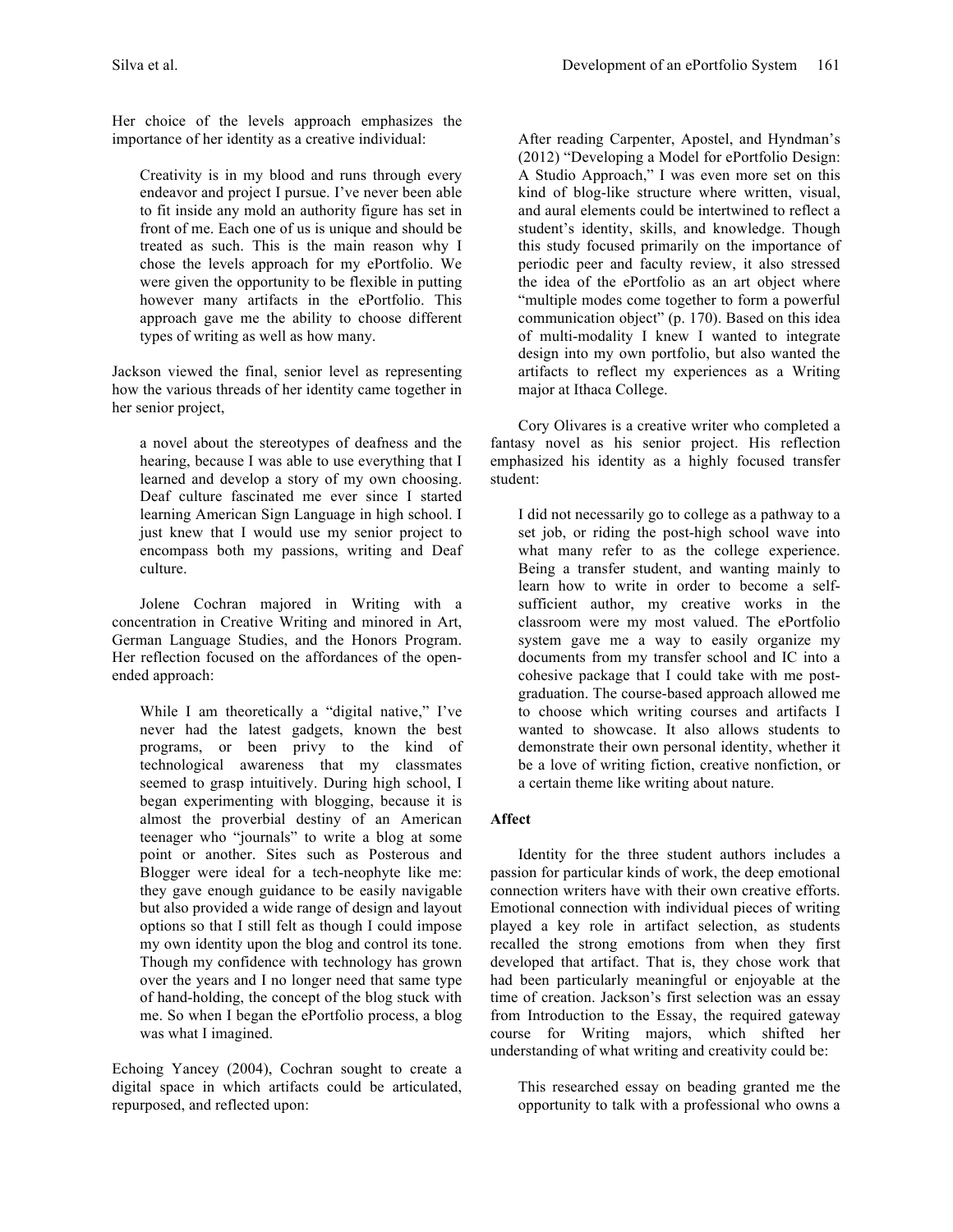Her choice of the levels approach emphasizes the importance of her identity as a creative individual:

> Creativity is in my blood and runs through every endeavor and project I pursue. I've never been able to fit inside any mold an authority figure has set in front of me. Each one of us is unique and should be treated as such. This is the main reason why I chose the levels approach for my ePortfolio. We were given the opportunity to be flexible in putting however many artifacts in the ePortfolio. This approach gave me the ability to choose different types of writing as well as how many.

Jackson viewed the final, senior level as representing how the various threads of her identity came together in her senior project,

> a novel about the stereotypes of deafness and the hearing, because I was able to use everything that I learned and develop a story of my own choosing. Deaf culture fascinated me ever since I started learning American Sign Language in high school. I just knew that I would use my senior project to encompass both my passions, writing and Deaf culture.

Jolene Cochran majored in Writing with a concentration in Creative Writing and minored in Art, German Language Studies, and the Honors Program. Her reflection focused on the affordances of the open-ended approach:

> While I am theoretically a "digital native," I've never had the latest gadgets, known the best programs, or been privy to the kind of technological awareness that my classmates seemed to grasp intuitively. During high school, I began experimenting with blogging, because it is almost the proverbial destiny of an American teenager who "journals" to write a blog at some point or another. Sites such as Posterous and Blogger were ideal for a tech-neophyte like me: they gave enough guidance to be easily navigable but also provided a wide range of design and layout options so that I still felt as though I could impose my own identity upon the blog and control its tone. Though my confidence with technology has grown over the years and I no longer need that same type of hand-holding, the concept of the blog stuck with me. So when I began the ePortfolio process, a blog was what I imagined.

Echoing Yancey (2004), Cochran sought to create a digital space in which artifacts could be articulated, repurposed, and reflected upon:

> After reading Carpenter, Apostel, and Hyndman's (2012) "Developing a Model for ePortfolio Design: A Studio Approach," I was even more set on this kind of blog-like structure where written, visual, and aural elements could be intertwined to reflect a student's identity, skills, and knowledge. Though this study focused primarily on the importance of periodic peer and faculty review, it also stressed the idea of the ePortfolio as an art object where "multiple modes come together to form a powerful communication object" (p. 170). Based on this idea of multi-modality I knew I wanted to integrate design into my own portfolio, but also wanted the artifacts to reflect my experiences as a Writing major at Ithaca College.

Cory Olivares is a creative writer who completed a fantasy novel as his senior project. His reflection emphasized his identity as a highly focused transfer student:

> I did not necessarily go to college as a pathway to a set job, or riding the post-high school wave into what many refer to as the college experience. Being a transfer student, and wanting mainly to learn how to write in order to become a self-sufficient author, my creative works in the classroom were my most valued. The ePortfolio system gave me a way to easily organize my documents from my transfer school and IC into a cohesive package that I could take with me post-graduation. The course-based approach allowed me to choose which writing courses and artifacts I wanted to showcase. It also allows students to demonstrate their own personal identity, whether it be a love of writing fiction, creative nonfiction, or a certain theme like writing about nature.

### Affect

Identity for the three student authors includes a passion for particular kinds of work, the deep emotional connection writers have with their own creative efforts. Emotional connection with individual pieces of writing played a key role in artifact selection, as students recalled the strong emotions from when they first developed that artifact. That is, they chose work that had been particularly meaningful or enjoyable at the time of creation. Jackson's first selection was an essay from Introduction to the Essay, the required gateway course for Writing majors, which shifted her understanding of what writing and creativity could be:

> This researched essay on beading granted me the opportunity to talk with a professional who owns a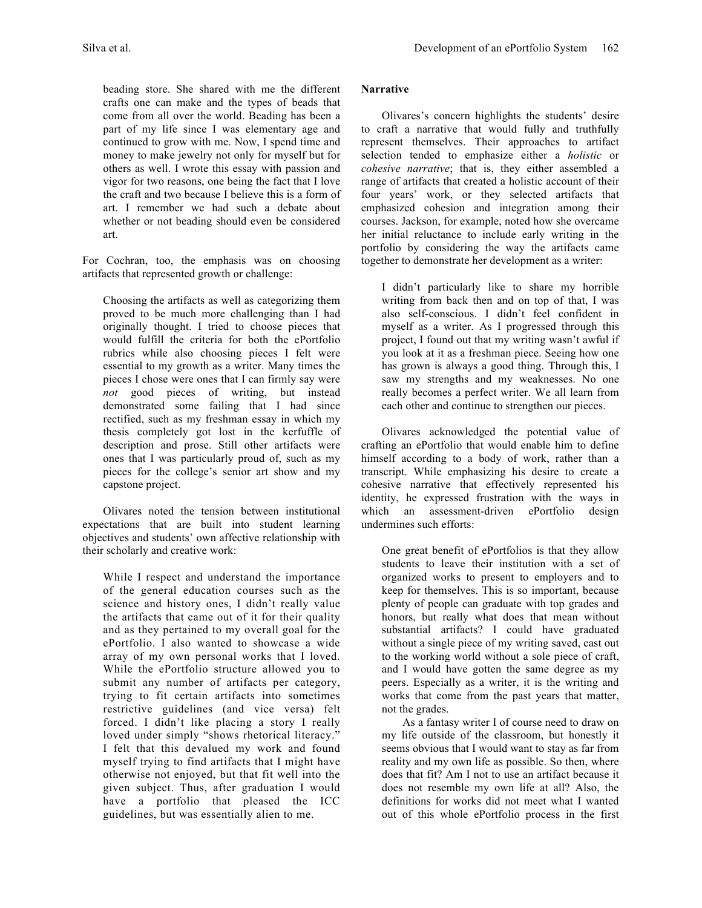> beading store. She shared with me the different crafts one can make and the types of beads that come from all over the world. Beading has been a part of my life since I was elementary age and continued to grow with me. Now, I spend time and money to make jewelry not only for myself but for others as well. I wrote this essay with passion and vigor for two reasons, one being the fact that I love the craft and two because I believe this is a form of art. I remember we had such a debate about whether or not beading should even be considered art.

For Cochran, too, the emphasis was on choosing artifacts that represented growth or challenge:

> Choosing the artifacts as well as categorizing them proved to be much more challenging than I had originally thought. I tried to choose pieces that would fulfill the criteria for both the ePortfolio rubrics while also choosing pieces I felt were essential to my growth as a writer. Many times the pieces I chose were ones that I can firmly say were *not* good pieces of writing, but instead demonstrated some failing that I had since rectified, such as my freshman essay in which my thesis completely got lost in the kerfuffle of description and prose. Still other artifacts were ones that I was particularly proud of, such as my pieces for the college's senior art show and my capstone project.

Olivares noted the tension between institutional expectations that are built into student learning objectives and students' own affective relationship with their scholarly and creative work:

> While I respect and understand the importance of the general education courses such as the science and history ones, I didn't really value the artifacts that came out of it for their quality and as they pertained to my overall goal for the ePortfolio. I also wanted to showcase a wide array of my own personal works that I loved. While the ePortfolio structure allowed you to submit any number of artifacts per category, trying to fit certain artifacts into sometimes restrictive guidelines (and vice versa) felt forced. I didn't like placing a story I really loved under simply "shows rhetorical literacy." I felt that this devalued my work and found myself trying to find artifacts that I might have otherwise not enjoyed, but that fit well into the given subject. Thus, after graduation I would have a portfolio that pleased the ICC guidelines, but was essentially alien to me.

### Narrative

Olivares's concern highlights the students' desire to craft a narrative that would fully and truthfully represent themselves. Their approaches to artifact selection tended to emphasize either a *holistic* or *cohesive narrative*; that is, they either assembled a range of artifacts that created a holistic account of their four years' work, or they selected artifacts that emphasized cohesion and integration among their courses. Jackson, for example, noted how she overcame her initial reluctance to include early writing in the portfolio by considering the way the artifacts came together to demonstrate her development as a writer:

> I didn't particularly like to share my horrible writing from back then and on top of that, I was also self-conscious. I didn't feel confident in myself as a writer. As I progressed through this project, I found out that my writing wasn't awful if you look at it as a freshman piece. Seeing how one has grown is always a good thing. Through this, I saw my strengths and my weaknesses. No one really becomes a perfect writer. We all learn from each other and continue to strengthen our pieces.

Olivares acknowledged the potential value of crafting an ePortfolio that would enable him to define himself according to a body of work, rather than a transcript. While emphasizing his desire to create a cohesive narrative that effectively represented his identity, he expressed frustration with the ways in which an assessment-driven ePortfolio design undermines such efforts:

> One great benefit of ePortfolios is that they allow students to leave their institution with a set of organized works to present to employers and to keep for themselves. This is so important, because plenty of people can graduate with top grades and honors, but really what does that mean without substantial artifacts? I could have graduated without a single piece of my writing saved, cast out to the working world without a sole piece of craft, and I would have gotten the same degree as my peers. Especially as a writer, it is the writing and works that come from the past years that matter, not the grades.
>
> As a fantasy writer I of course need to draw on my life outside of the classroom, but honestly it seems obvious that I would want to stay as far from reality and my own life as possible. So then, where does that fit? Am I not to use an artifact because it does not resemble my own life at all? Also, the definitions for works did not meet what I wanted out of this whole ePortfolio process in the first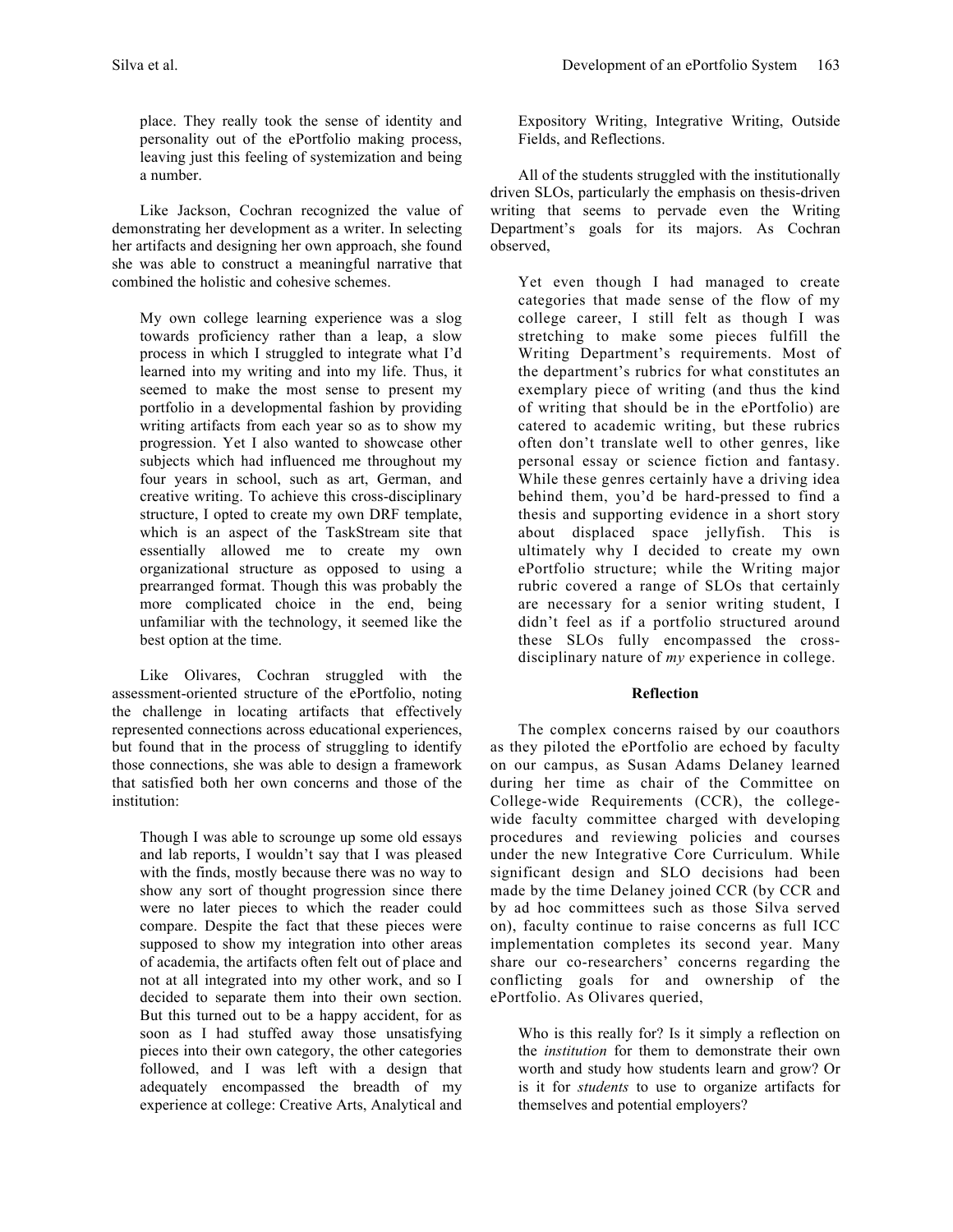place. They really took the sense of identity and personality out of the ePortfolio making process, leaving just this feeling of systemization and being a number.

Like Jackson, Cochran recognized the value of demonstrating her development as a writer. In selecting her artifacts and designing her own approach, she found she was able to construct a meaningful narrative that combined the holistic and cohesive schemes.

> My own college learning experience was a slog towards proficiency rather than a leap, a slow process in which I struggled to integrate what I'd learned into my writing and into my life. Thus, it seemed to make the most sense to present my portfolio in a developmental fashion by providing writing artifacts from each year so as to show my progression. Yet I also wanted to showcase other subjects which had influenced me throughout my four years in school, such as art, German, and creative writing. To achieve this cross-disciplinary structure, I opted to create my own DRF template, which is an aspect of the TaskStream site that essentially allowed me to create my own organizational structure as opposed to using a prearranged format. Though this was probably the more complicated choice in the end, being unfamiliar with the technology, it seemed like the best option at the time.

Like Olivares, Cochran struggled with the assessment-oriented structure of the ePortfolio, noting the challenge in locating artifacts that effectively represented connections across educational experiences, but found that in the process of struggling to identify those connections, she was able to design a framework that satisfied both her own concerns and those of the institution:

> Though I was able to scrounge up some old essays and lab reports, I wouldn't say that I was pleased with the finds, mostly because there was no way to show any sort of thought progression since there were no later pieces to which the reader could compare. Despite the fact that these pieces were supposed to show my integration into other areas of academia, the artifacts often felt out of place and not at all integrated into my other work, and so I decided to separate them into their own section. But this turned out to be a happy accident, for as soon as I had stuffed away those unsatisfying pieces into their own category, the other categories followed, and I was left with a design that adequately encompassed the breadth of my experience at college: Creative Arts, Analytical and Expository Writing, Integrative Writing, Outside Fields, and Reflections.

All of the students struggled with the institutionally driven SLOs, particularly the emphasis on thesis-driven writing that seems to pervade even the Writing Department's goals for its majors. As Cochran observed,

> Yet even though I had managed to create categories that made sense of the flow of my college career, I still felt as though I was stretching to make some pieces fulfill the Writing Department's requirements. Most of the department's rubrics for what constitutes an exemplary piece of writing (and thus the kind of writing that should be in the ePortfolio) are catered to academic writing, but these rubrics often don't translate well to other genres, like personal essay or science fiction and fantasy. While these genres certainly have a driving idea behind them, you'd be hard-pressed to find a thesis and supporting evidence in a short story about displaced space jellyfish. This is ultimately why I decided to create my own ePortfolio structure; while the Writing major rubric covered a range of SLOs that certainly are necessary for a senior writing student, I didn't feel as if a portfolio structured around these SLOs fully encompassed the cross-disciplinary nature of *my* experience in college.

## Reflection

The complex concerns raised by our coauthors as they piloted the ePortfolio are echoed by faculty on our campus, as Susan Adams Delaney learned during her time as chair of the Committee on College-wide Requirements (CCR), the college-wide faculty committee charged with developing procedures and reviewing policies and courses under the new Integrative Core Curriculum. While significant design and SLO decisions had been made by the time Delaney joined CCR (by CCR and by ad hoc committees such as those Silva served on), faculty continue to raise concerns as full ICC implementation completes its second year. Many share our co-researchers' concerns regarding the conflicting goals for and ownership of the ePortfolio. As Olivares queried,

> Who is this really for? Is it simply a reflection on the *institution* for them to demonstrate their own worth and study how students learn and grow? Or is it for *students* to use to organize artifacts for themselves and potential employers?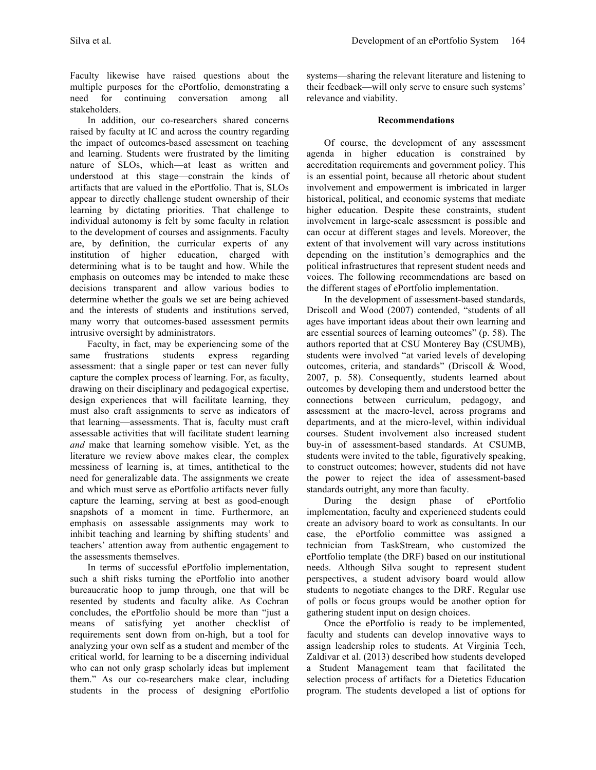Faculty likewise have raised questions about the multiple purposes for the ePortfolio, demonstrating a need for continuing conversation among all stakeholders.

In addition, our co-researchers shared concerns raised by faculty at IC and across the country regarding the impact of outcomes-based assessment on teaching and learning. Students were frustrated by the limiting nature of SLOs, which—at least as written and understood at this stage—constrain the kinds of artifacts that are valued in the ePortfolio. That is, SLOs appear to directly challenge student ownership of their learning by dictating priorities. That challenge to individual autonomy is felt by some faculty in relation to the development of courses and assignments. Faculty are, by definition, the curricular experts of any institution of higher education, charged with determining what is to be taught and how. While the emphasis on outcomes may be intended to make these decisions transparent and allow various bodies to determine whether the goals we set are being achieved and the interests of students and institutions served, many worry that outcomes-based assessment permits intrusive oversight by administrators.

Faculty, in fact, may be experiencing some of the same frustrations students express regarding assessment: that a single paper or test can never fully capture the complex process of learning. For, as faculty, drawing on their disciplinary and pedagogical expertise, design experiences that will facilitate learning, they must also craft assignments to serve as indicators of that learning—assessments. That is, faculty must craft assessable activities that will facilitate student learning *and* make that learning somehow visible. Yet, as the literature we review above makes clear, the complex messiness of learning is, at times, antithetical to the need for generalizable data. The assignments we create and which must serve as ePortfolio artifacts never fully capture the learning, serving at best as good-enough snapshots of a moment in time. Furthermore, an emphasis on assessable assignments may work to inhibit teaching and learning by shifting students' and teachers' attention away from authentic engagement to the assessments themselves.

In terms of successful ePortfolio implementation, such a shift risks turning the ePortfolio into another bureaucratic hoop to jump through, one that will be resented by students and faculty alike. As Cochran concludes, the ePortfolio should be more than "just a means of satisfying yet another checklist of requirements sent down from on-high, but a tool for analyzing your own self as a student and member of the critical world, for learning to be a discerning individual who can not only grasp scholarly ideas but implement them." As our co-researchers make clear, including students in the process of designing ePortfolio systems—sharing the relevant literature and listening to their feedback—will only serve to ensure such systems' relevance and viability.

## Recommendations

Of course, the development of any assessment agenda in higher education is constrained by accreditation requirements and government policy. This is an essential point, because all rhetoric about student involvement and empowerment is imbricated in larger historical, political, and economic systems that mediate higher education. Despite these constraints, student involvement in large-scale assessment is possible and can occur at different stages and levels. Moreover, the extent of that involvement will vary across institutions depending on the institution's demographics and the political infrastructures that represent student needs and voices. The following recommendations are based on the different stages of ePortfolio implementation.

In the development of assessment-based standards, Driscoll and Wood (2007) contended, "students of all ages have important ideas about their own learning and are essential sources of learning outcomes" (p. 58). The authors reported that at CSU Monterey Bay (CSUMB), students were involved "at varied levels of developing outcomes, criteria, and standards" (Driscoll & Wood, 2007, p. 58). Consequently, students learned about outcomes by developing them and understood better the connections between curriculum, pedagogy, and assessment at the macro-level, across programs and departments, and at the micro-level, within individual courses. Student involvement also increased student buy-in of assessment-based standards. At CSUMB, students were invited to the table, figuratively speaking, to construct outcomes; however, students did not have the power to reject the idea of assessment-based standards outright, any more than faculty.

During the design phase of ePortfolio implementation, faculty and experienced students could create an advisory board to work as consultants. In our case, the ePortfolio committee was assigned a technician from TaskStream, who customized the ePortfolio template (the DRF) based on our institutional needs. Although Silva sought to represent student perspectives, a student advisory board would allow students to negotiate changes to the DRF. Regular use of polls or focus groups would be another option for gathering student input on design choices.

Once the ePortfolio is ready to be implemented, faculty and students can develop innovative ways to assign leadership roles to students. At Virginia Tech, Zaldivar et al. (2013) described how students developed a Student Management team that facilitated the selection process of artifacts for a Dietetics Education program. The students developed a list of options for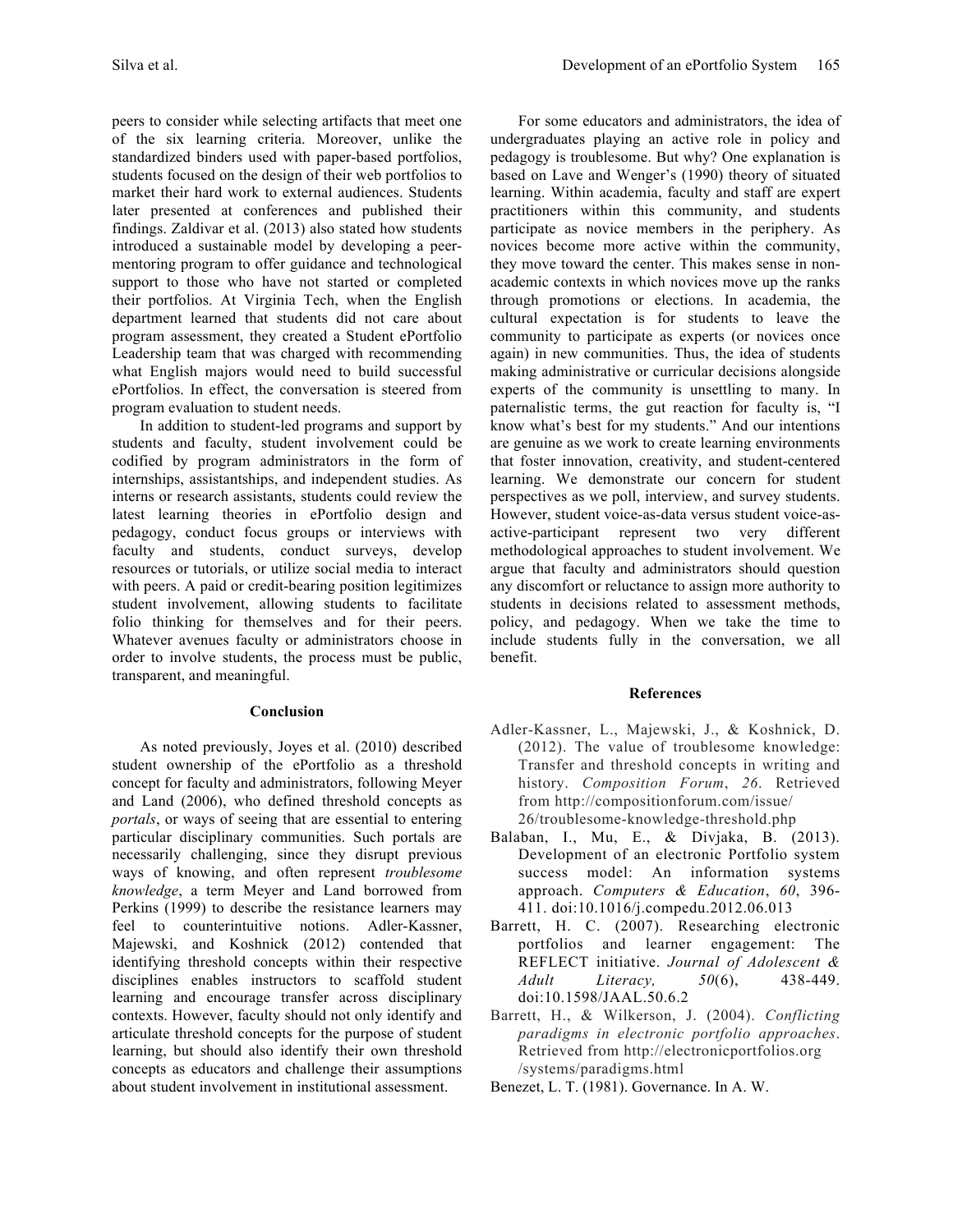peers to consider while selecting artifacts that meet one of the six learning criteria. Moreover, unlike the standardized binders used with paper-based portfolios, students focused on the design of their web portfolios to market their hard work to external audiences. Students later presented at conferences and published their findings. Zaldivar et al. (2013) also stated how students introduced a sustainable model by developing a peer-mentoring program to offer guidance and technological support to those who have not started or completed their portfolios. At Virginia Tech, when the English department learned that students did not care about program assessment, they created a Student ePortfolio Leadership team that was charged with recommending what English majors would need to build successful ePortfolios. In effect, the conversation is steered from program evaluation to student needs.

In addition to student-led programs and support by students and faculty, student involvement could be codified by program administrators in the form of internships, assistantships, and independent studies. As interns or research assistants, students could review the latest learning theories in ePortfolio design and pedagogy, conduct focus groups or interviews with faculty and students, conduct surveys, develop resources or tutorials, or utilize social media to interact with peers. A paid or credit-bearing position legitimizes student involvement, allowing students to facilitate folio thinking for themselves and for their peers. Whatever avenues faculty or administrators choose in order to involve students, the process must be public, transparent, and meaningful.

## Conclusion

As noted previously, Joyes et al. (2010) described student ownership of the ePortfolio as a threshold concept for faculty and administrators, following Meyer and Land (2006), who defined threshold concepts as *portals*, or ways of seeing that are essential to entering particular disciplinary communities. Such portals are necessarily challenging, since they disrupt previous ways of knowing, and often represent *troublesome knowledge*, a term Meyer and Land borrowed from Perkins (1999) to describe the resistance learners may feel to counterintuitive notions. Adler-Kassner, Majewski, and Koshnick (2012) contended that identifying threshold concepts within their respective disciplines enables instructors to scaffold student learning and encourage transfer across disciplinary contexts. However, faculty should not only identify and articulate threshold concepts for the purpose of student learning, but should also identify their own threshold concepts as educators and challenge their assumptions about student involvement in institutional assessment.

For some educators and administrators, the idea of undergraduates playing an active role in policy and pedagogy is troublesome. But why? One explanation is based on Lave and Wenger's (1990) theory of situated learning. Within academia, faculty and staff are expert practitioners within this community, and students participate as novice members in the periphery. As novices become more active within the community, they move toward the center. This makes sense in non-academic contexts in which novices move up the ranks through promotions or elections. In academia, the cultural expectation is for students to leave the community to participate as experts (or novices once again) in new communities. Thus, the idea of students making administrative or curricular decisions alongside experts of the community is unsettling to many. In paternalistic terms, the gut reaction for faculty is, "I know what's best for my students." And our intentions are genuine as we work to create learning environments that foster innovation, creativity, and student-centered learning. We demonstrate our concern for student perspectives as we poll, interview, and survey students. However, student voice-as-data versus student voice-as-active-participant represent two very different methodological approaches to student involvement. We argue that faculty and administrators should question any discomfort or reluctance to assign more authority to students in decisions related to assessment methods, policy, and pedagogy. When we take the time to include students fully in the conversation, we all benefit.

## References

Adler-Kassner, L., Majewski, J., & Koshnick, D. (2012). The value of troublesome knowledge: Transfer and threshold concepts in writing and history. *Composition Forum*, *26*. Retrieved from http://compositionforum.com/issue/26/troublesome-knowledge-threshold.php

Balaban, I., Mu, E., & Divjaka, B. (2013). Development of an electronic Portfolio system success model: An information systems approach. *Computers & Education*, *60*, 396-411. doi:10.1016/j.compedu.2012.06.013

Barrett, H. C. (2007). Researching electronic portfolios and learner engagement: The REFLECT initiative. *Journal of Adolescent & Adult Literacy,* *50*(6), 438-449. doi:10.1598/JAAL.50.6.2

Barrett, H., & Wilkerson, J. (2004). *Conflicting paradigms in electronic portfolio approaches*. Retrieved from http://electronicportfolios.org/systems/paradigms.html

Benezet, L. T. (1981). Governance. In A. W.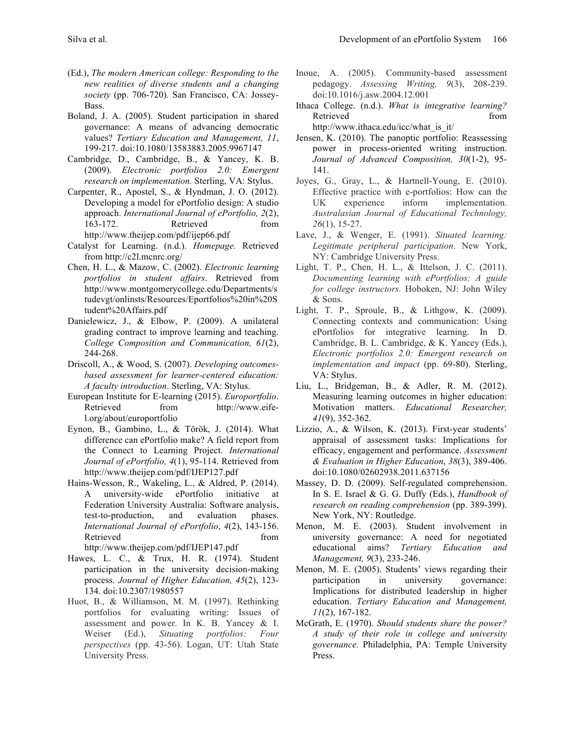(Ed.), *The modern American college: Responding to the new realities of diverse students and a changing society* (pp. 706-720)*.* San Francisco, CA: Jossey-Bass.

Boland, J. A. (2005). Student participation in shared governance: A means of advancing democratic values? *Tertiary Education and Management, 11*, 199-217. doi:10.1080/13583883.2005.9967147

Cambridge, D., Cambridge, B., & Yancey, K. B. (2009). *Electronic portfolios 2.0: Emergent research on implementation.* Sterling, VA: Stylus.

Carpenter, R., Apostel, S., & Hyndman, J. O. (2012). Developing a model for ePortfolio design: A studio approach. *International Journal of ePortfolio, 2*(2), 163-172. Retrieved from http://www.theijep.com/pdf/ijep66.pdf

Catalyst for Learning. (n.d.). *Homepage.* Retrieved from http://c2l.mcnrc.org/

Chen, H. L., & Mazow, C. (2002). *Electronic learning portfolios in student affairs*. Retrieved from http://www.montgomerycollege.edu/Departments/studevgt/onlinsts/Resources/Eportfolios%20in%20Student%20Affairs.pdf

Danielewicz, J., & Elbow, P. (2009). A unilateral grading contract to improve learning and teaching. *College Composition and Communication, 61*(2), 244-268.

Driscoll, A., & Wood, S. (2007). *Developing outcomes-based assessment for learner-centered education: A faculty introduction*. Sterling, VA: Stylus.

European Institute for E-learning (2015). *Europortfolio*. Retrieved from http://www.eife-l.org/about/europortfolio

Eynon, B., Gambino, L., & Török, J. (2014). What difference can ePortfolio make? A field report from the Connect to Learning Project. *International Journal of ePortfolio, 4*(1), 95-114. Retrieved from http://www.theijep.com/pdf/IJEP127.pdf

Hains-Wesson, R., Wakeling, L., & Aldred, P. (2014). A university-wide ePortfolio initiative at Federation University Australia: Software analysis, test-to-production, and evaluation phases. *International Journal of ePortfolio*, *4*(2), 143-156. Retrieved from http://www.theijep.com/pdf/IJEP147.pdf

Hawes, L. C., & Trux, H. R. (1974). Student participation in the university decision-making process. *Journal of Higher Education, 45*(2), 123-134. doi:10.2307/1980557

Huot, B., & Williamson, M. M. (1997). Rethinking portfolios for evaluating writing: Issues of assessment and power. In K. B. Yancey & I. Weiser (Ed.), *Situating portfolios: Four perspectives* (pp. 43-56). Logan, UT: Utah State University Press.

Inoue, A. (2005). Community-based assessment pedagogy. *Assessing Writing, 9*(3), 208-239. doi:10.1016/j.asw.2004.12.001

Ithaca College. (n.d.). *What is integrative learning?* Retrieved from http://www.ithaca.edu/icc/what_is_it/

Jensen, K. (2010). The panoptic portfolio: Reassessing power in process-oriented writing instruction. *Journal of Advanced Composition, 30*(1-2), 95-141.

Joyes, G., Gray, L., & Hartnell-Young, E. (2010). Effective practice with e-portfolios: How can the UK experience inform implementation. *Australasian Journal of Educational Technology, 26*(1), 15-27.

Lave, J., & Wenger, E. (1991). *Situated learning: Legitimate peripheral participation*. New York, NY: Cambridge University Press.

Light, T. P., Chen, H. L., & Ittelson, J. C. (2011). *Documenting learning with ePortfolios: A guide for college instructors.* Hoboken, NJ: John Wiley & Sons.

Light, T. P., Sproule, B., & Lithgow, K. (2009). Connecting contexts and communication: Using ePortfolios for integrative learning. In D. Cambridge, B. L. Cambridge, & K. Yancey (Eds.), *Electronic portfolios 2.0: Emergent research on implementation and impact* (pp. 69-80). Sterling, VA: Stylus.

Liu, L., Bridgeman, B., & Adler, R. M. (2012). Measuring learning outcomes in higher education: Motivation matters. *Educational Researcher, 41*(9), 352-362.

Lizzio, A., & Wilson, K. (2013). First-year students' appraisal of assessment tasks: Implications for efficacy, engagement and performance. *Assessment & Evaluation in Higher Education*, *38*(3), 389-406. doi:10.1080/02602938.2011.637156

Massey, D. D. (2009). Self-regulated comprehension. In S. E. Israel & G. G. Duffy (Eds.), *Handbook of research on reading comprehension* (pp. 389-399). New York, NY: Routledge.

Menon, M. E. (2003). Student involvement in university governance: A need for negotiated educational aims? *Tertiary Education and Management, 9*(3), 233-246.

Menon, M. E. (2005). Students' views regarding their participation in university governance: Implications for distributed leadership in higher education. *Tertiary Education and Management, 11*(2), 167-182.

McGrath, E. (1970). *Should students share the power? A study of their role in college and university governance.* Philadelphia, PA: Temple University Press.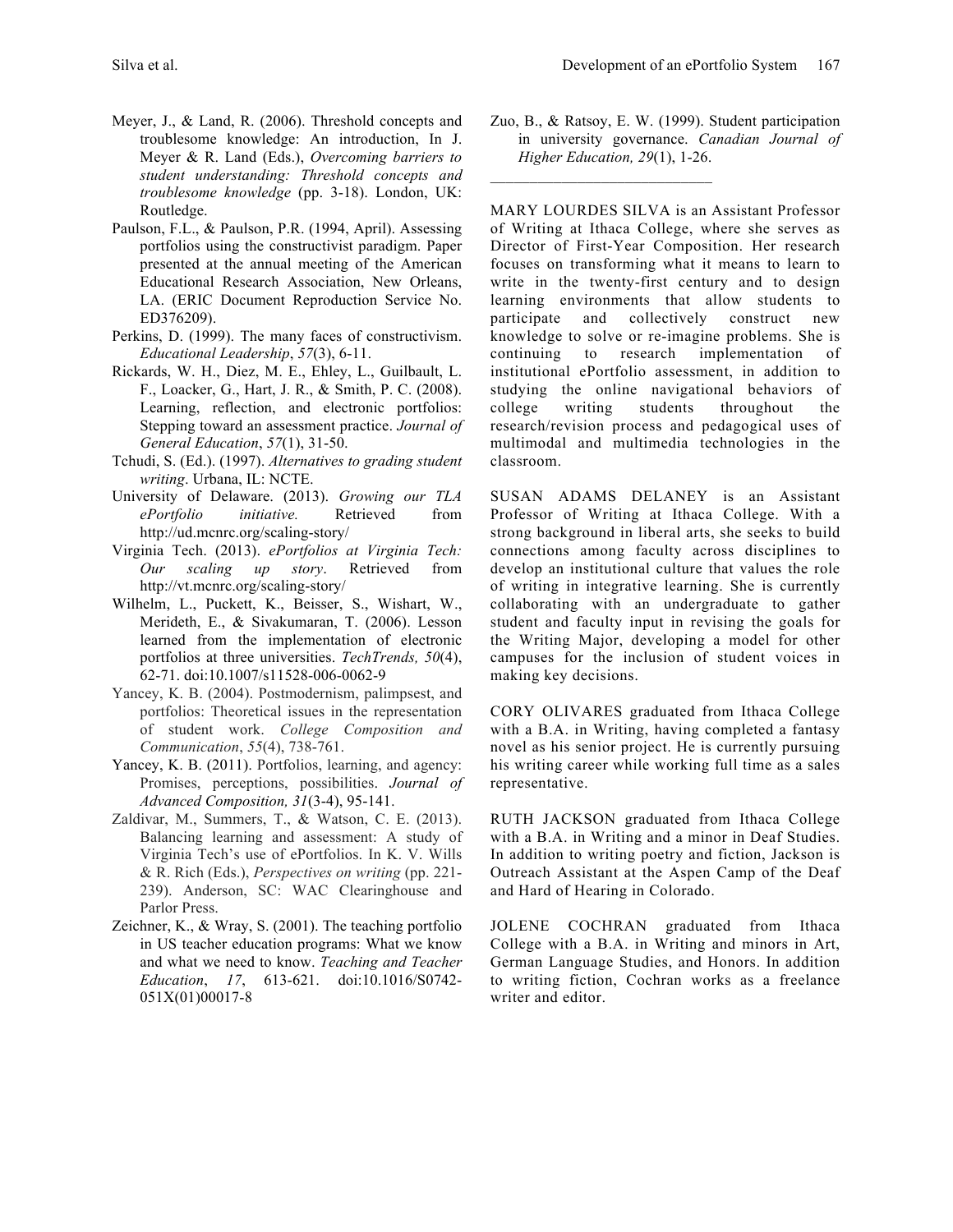Meyer, J., & Land, R. (2006). Threshold concepts and troublesome knowledge: An introduction, In J. Meyer & R. Land (Eds.), *Overcoming barriers to student understanding: Threshold concepts and troublesome knowledge* (pp. 3-18). London, UK: Routledge.

Paulson, F.L., & Paulson, P.R. (1994, April). Assessing portfolios using the constructivist paradigm. Paper presented at the annual meeting of the American Educational Research Association, New Orleans, LA. (ERIC Document Reproduction Service No. ED376209).

Perkins, D. (1999). The many faces of constructivism. *Educational Leadership*, *57*(3), 6-11.

Rickards, W. H., Diez, M. E., Ehley, L., Guilbault, L. F., Loacker, G., Hart, J. R., & Smith, P. C. (2008). Learning, reflection, and electronic portfolios: Stepping toward an assessment practice. *Journal of General Education*, *57*(1), 31-50.

Tchudi, S. (Ed.). (1997). *Alternatives to grading student writing*. Urbana, IL: NCTE.

University of Delaware. (2013). *Growing our TLA ePortfolio initiative.* Retrieved from http://ud.mcnrc.org/scaling-story/

Virginia Tech. (2013). *ePortfolios at Virginia Tech: Our scaling up story*. Retrieved from http://vt.mcnrc.org/scaling-story/

Wilhelm, L., Puckett, K., Beisser, S., Wishart, W., Merideth, E., & Sivakumaran, T. (2006). Lesson learned from the implementation of electronic portfolios at three universities. *TechTrends, 50*(4), 62-71. doi:10.1007/s11528-006-0062-9

Yancey, K. B. (2004). Postmodernism, palimpsest, and portfolios: Theoretical issues in the representation of student work. *College Composition and Communication*, *55*(4), 738-761.

Yancey, K. B. (2011). Portfolios, learning, and agency: Promises, perceptions, possibilities. *Journal of Advanced Composition, 31*(3-4), 95-141.

Zaldivar, M., Summers, T., & Watson, C. E. (2013). Balancing learning and assessment: A study of Virginia Tech's use of ePortfolios. In K. V. Wills & R. Rich (Eds.), *Perspectives on writing* (pp. 221-239). Anderson, SC: WAC Clearinghouse and Parlor Press.

Zeichner, K., & Wray, S. (2001). The teaching portfolio in US teacher education programs: What we know and what we need to know. *Teaching and Teacher Education*, *17*, 613-621. doi:10.1016/S0742-051X(01)00017-8

Zuo, B., & Ratsoy, E. W. (1999). Student participation in university governance. *Canadian Journal of Higher Education, 29*(1), 1-26.

---

MARY LOURDES SILVA is an Assistant Professor of Writing at Ithaca College, where she serves as Director of First-Year Composition. Her research focuses on transforming what it means to learn to write in the twenty-first century and to design learning environments that allow students to participate and collectively construct new knowledge to solve or re-imagine problems. She is continuing to research implementation of institutional ePortfolio assessment, in addition to studying the online navigational behaviors of college writing students throughout the research/revision process and pedagogical uses of multimodal and multimedia technologies in the classroom.

SUSAN ADAMS DELANEY is an Assistant Professor of Writing at Ithaca College. With a strong background in liberal arts, she seeks to build connections among faculty across disciplines to develop an institutional culture that values the role of writing in integrative learning. She is currently collaborating with an undergraduate to gather student and faculty input in revising the goals for the Writing Major, developing a model for other campuses for the inclusion of student voices in making key decisions.

CORY OLIVARES graduated from Ithaca College with a B.A. in Writing, having completed a fantasy novel as his senior project. He is currently pursuing his writing career while working full time as a sales representative.

RUTH JACKSON graduated from Ithaca College with a B.A. in Writing and a minor in Deaf Studies. In addition to writing poetry and fiction, Jackson is Outreach Assistant at the Aspen Camp of the Deaf and Hard of Hearing in Colorado.

JOLENE COCHRAN graduated from Ithaca College with a B.A. in Writing and minors in Art, German Language Studies, and Honors. In addition to writing fiction, Cochran works as a freelance writer and editor.